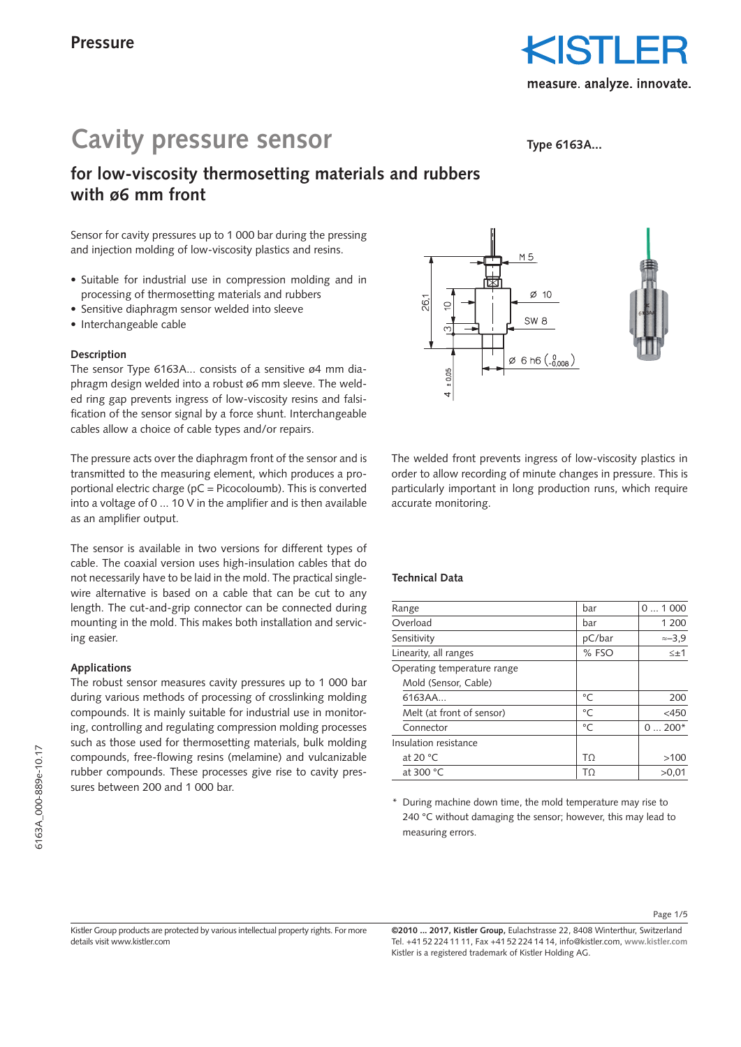Pressure

# Cavity pressure sensor

**Type 6163A...**

## for low-viscosity thermosetting materials and rubbers with ø6 mm front

Sensor for cavity pressures up to 1 000 bar during the pressing and injection molding of low-viscosity plastics and resins.

- Suitable for industrial use in compression molding and in processing of thermosetting materials and rubbers
- Sensitive diaphragm sensor welded into sleeve
- Interchangeable cable

### Description

The sensor Type 6163A... consists of a sensitive ø4 mm diaphragm design welded into a robust ø6 mm sleeve. The welded ring gap prevents ingress of low-viscosity resins and falsification of the sensor signal by a force shunt. Interchangeable cables allow a choice of cable types and/or repairs.

The pressure acts over the diaphragm front of the sensor and is transmitted to the measuring element, which produces a proportional electric charge (pC = Picocoloumb). This is converted into a voltage of 0 ... 10 V in the amplifier and is then available as an amplifier output.

The sensor is available in two versions for different types of cable. The coaxial version uses high-insulation cables that do not necessarily have to be laid in the mold. The practical single-wire alternative is based on a cable that can be cut to any length. The cut-and-grip connector can be connected during mounting in the mold. This makes both installation and servicing easier.

### Applications

The robust sensor measures cavity pressures up to 1 000 bar during various methods of processing of crosslinking molding compounds. It is mainly suitable for industrial use in monitoring, controlling and regulating compression molding processes such as those used for thermosetting materials, bulk molding compounds, free-flowing resins (melamine) and vulcanizable rubber compounds. These processes give rise to cavity pressures between 200 and 1 000 bar.

The welded front prevents ingress of low-viscosity plastics in order to allow recording of minute changes in pressure. This is particularly important in long production runs, which require accurate monitoring.

### Technical Data

| | | |
|---|---|---|
| Range | bar | 0 ... 1 000 |
| Overload | bar | 1 200 |
| Sensitivity | pC/bar | ≈–3,9 |
| Linearity, all ranges | % FSO | ≤±1 |
| Operating temperature range | | |
| Mold (Sensor, Cable) | | |
| 6163AA... | °C | 200 |
| Melt (at front of sensor) | °C | <450 |
| Connector | °C | 0 ... 200* |
| Insulation resistance | | |
| at 20 °C | TΩ | >100 |
| at 300 °C | TΩ | >0,01 |

\* During machine down time, the mold temperature may rise to 240 °C without damaging the sensor; however, this may lead to measuring errors.

Kistler Group products are protected by various intellectual property rights. For more details visit www.kistler.com

**©2010 ... 2017, Kistler Group,** Eulachstrasse 22, 8408 Winterthur, Switzerland
Tel. +41 52 224 11 11, Fax +41 52 224 14 14, info@kistler.com, **www.kistler.com**
Kistler is a registered trademark of Kistler Holding AG.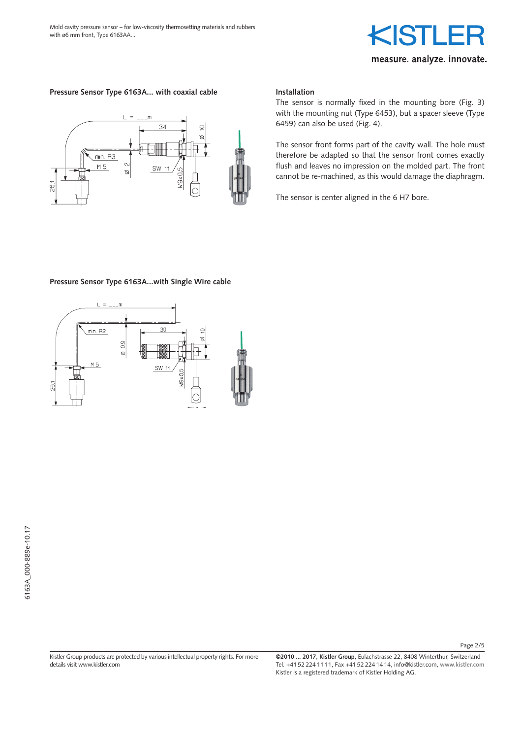## Pressure Sensor Type 6163A... with coaxial cable

## Installation

The sensor is normally fixed in the mounting bore (Fig. 3) with the mounting nut (Type 6453), but a spacer sleeve (Type 6459) can also be used (Fig. 4).

The sensor front forms part of the cavity wall. The hole must therefore be adapted so that the sensor front comes exactly flush and leaves no impression on the molded part. The front cannot be re-machined, as this would damage the diaphragm.

The sensor is center aligned in the 6 H7 bore.

## Pressure Sensor Type 6163A...with Single Wire cable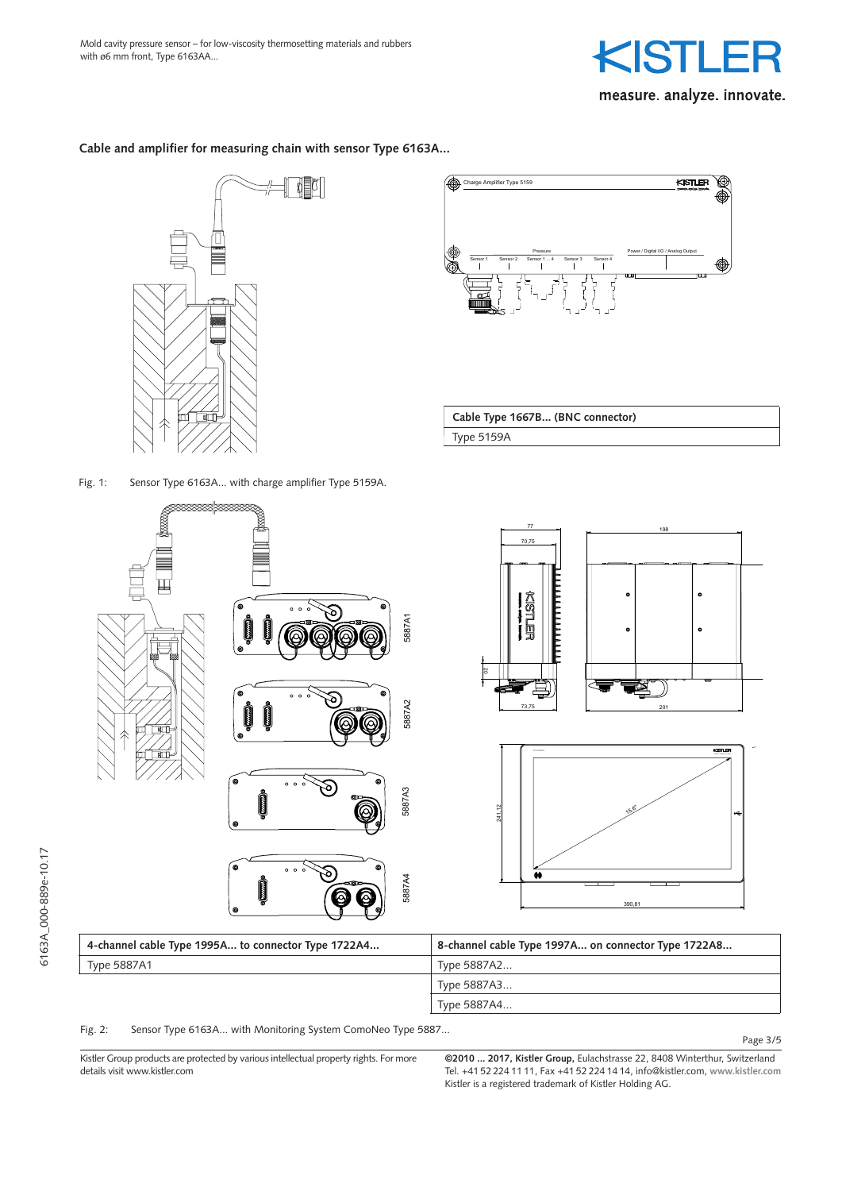**Cable and amplifier for measuring chain with sensor Type 6163A...**

| Cable Type 1667B... (BNC connector) |
| --- |
| Type 5159A |

Fig. 1: Sensor Type 6163A... with charge amplifier Type 5159A.

| 4-channel cable Type 1995A... to connector Type 1722A4... | 8-channel cable Type 1997A... on connector Type 1722A8... |
| --- | --- |
| Type 5887A1 | Type 5887A2... |
| | Type 5887A3... |
| | Type 5887A4... |

Fig. 2: Sensor Type 6163A... with Monitoring System ComoNeo Type 5887...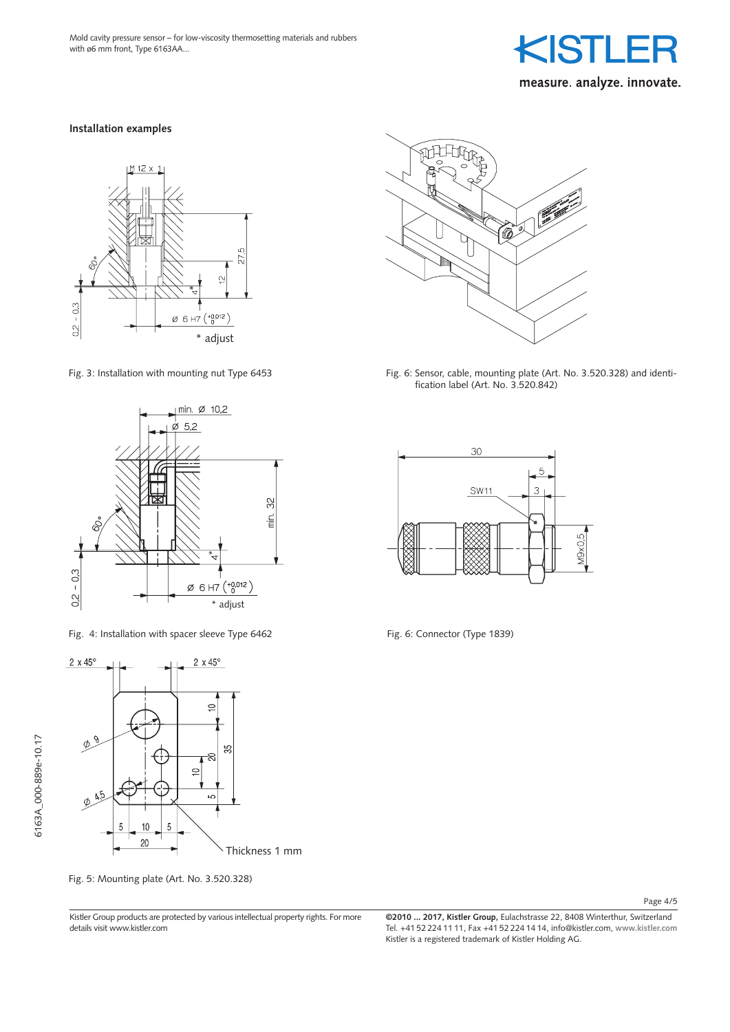## Installation examples

Fig. 3: Installation with mounting nut Type 6453

Fig. 6: Sensor, cable, mounting plate (Art. No. 3.520.328) and identification label (Art. No. 3.520.842)

Fig. 4: Installation with spacer sleeve Type 6462

Fig. 6: Connector (Type 1839)

Fig. 5: Mounting plate (Art. No. 3.520.328)

Kistler Group products are protected by various intellectual property rights. For more details visit www.kistler.com

**©2010 ... 2017, Kistler Group,** Eulachstrasse 22, 8408 Winterthur, Switzerland
Tel. +41 52 224 11 11, Fax +41 52 224 14 14, info@kistler.com, **www.kistler.com**
Kistler is a registered trademark of Kistler Holding AG.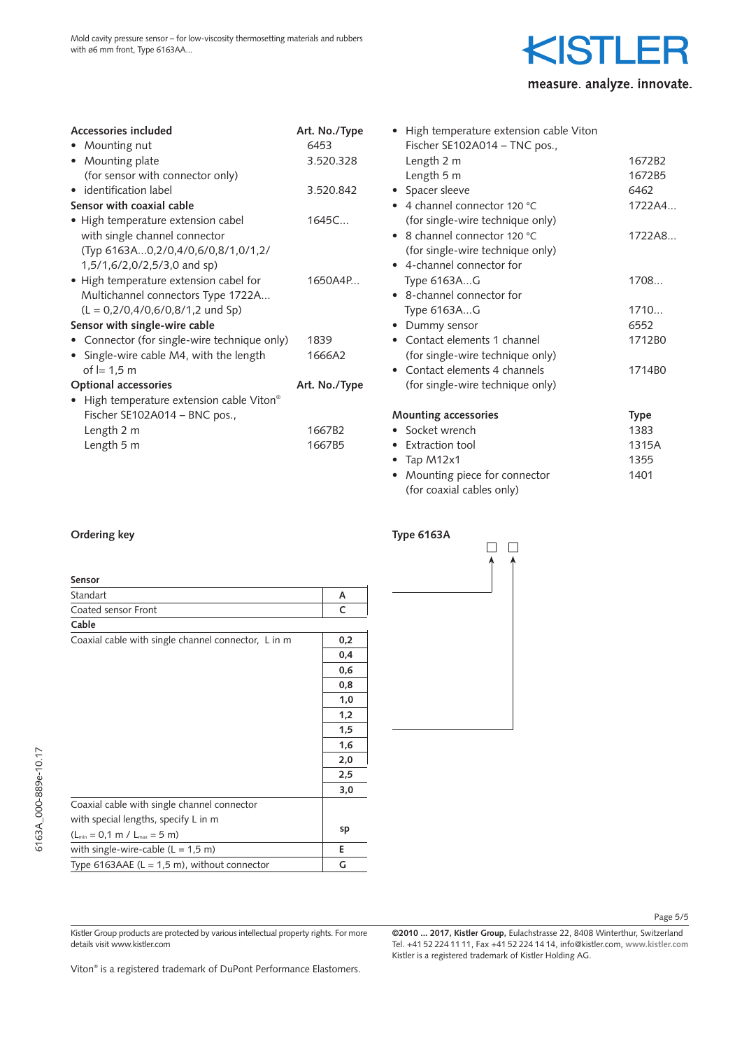| Accessories included | Art. No./Type |
|---|---|
| • Mounting nut | 6453 |
| • Mounting plate (for sensor with connector only) | 3.520.328 |
| • identification label | 3.520.842 |
| **Sensor with coaxial cable** | |
| • High temperature extension cabel with single channel connector (Typ 6163A...0,2/0,4/0,6/0,8/1,0/1,2/1,5/1,6/2,0/2,5/3,0 and sp) | 1645C... |
| • High temperature extension cabel for Multichannel connectors Type 1722A... (L = 0,2/0,4/0,6/0,8/1,2 und Sp) | 1650A4P... |
| **Sensor with single-wire cable** | |
| • Connector (for single-wire technique only) | 1839 |
| • Single-wire cable M4, with the length of l= 1,5 m | 1666A2 |

| Optional accessories | Art. No./Type |
|---|---|
| • High temperature extension cable Viton® Fischer SE102A014 – BNC pos., Length 2 m | 1667B2 |
| Length 5 m | 1667B5 |
| • High temperature extension cable Viton Fischer SE102A014 – TNC pos., Length 2 m | 1672B2 |
| Length 5 m | 1672B5 |
| • Spacer sleeve | 6462 |
| • 4 channel connector 120 °C (for single-wire technique only) | 1722A4... |
| • 8 channel connector 120 °C (for single-wire technique only) | 1722A8... |
| • 4-channel connector for Type 6163A...G | 1708... |
| • 8-channel connector for Type 6163A...G | 1710... |
| • Dummy sensor | 6552 |
| • Contact elements 1 channel (for single-wire technique only) | 1712B0 |
| • Contact elements 4 channels (for single-wire technique only) | 1714B0 |

| Mounting accessories | Type |
|---|---|
| • Socket wrench | 1383 |
| • Extraction tool | 1315A |
| • Tap M12x1 | 1355 |
| • Mounting piece for connector (for coaxial cables only) | 1401 |

## Ordering key

Type 6163A ☐ ☐

| | |
|---|---|
| **Sensor** | |
| Standart | **A** |
| Coated sensor Front | **C** |
| **Cable** | |
| Coaxial cable with single channel connector, L in m | **0,2** |
| | **0,4** |
| | **0,6** |
| | **0,8** |
| | **1,0** |
| | **1,2** |
| | **1,5** |
| | **1,6** |
| | **2,0** |
| | **2,5** |
| | **3,0** |
| Coaxial cable with single channel connector with special lengths, specify L in m ($L_{min}$ = 0,1 m / $L_{max}$ = 5 m) | **sp** |
| with single-wire-cable (L = 1,5 m) | **E** |
| Type 6163AAE (L = 1,5 m), without connector | **G** |

Kistler Group products are protected by various intellectual property rights. For more details visit www.kistler.com

Viton® is a registered trademark of DuPont Performance Elastomers.

**©2010 ... 2017, Kistler Group,** Eulachstrasse 22, 8408 Winterthur, Switzerland
Tel. +41 52 224 11 11, Fax +41 52 224 14 14, info@kistler.com, www.kistler.com
Kistler is a registered trademark of Kistler Holding AG.

6163A_000-889e-10.17